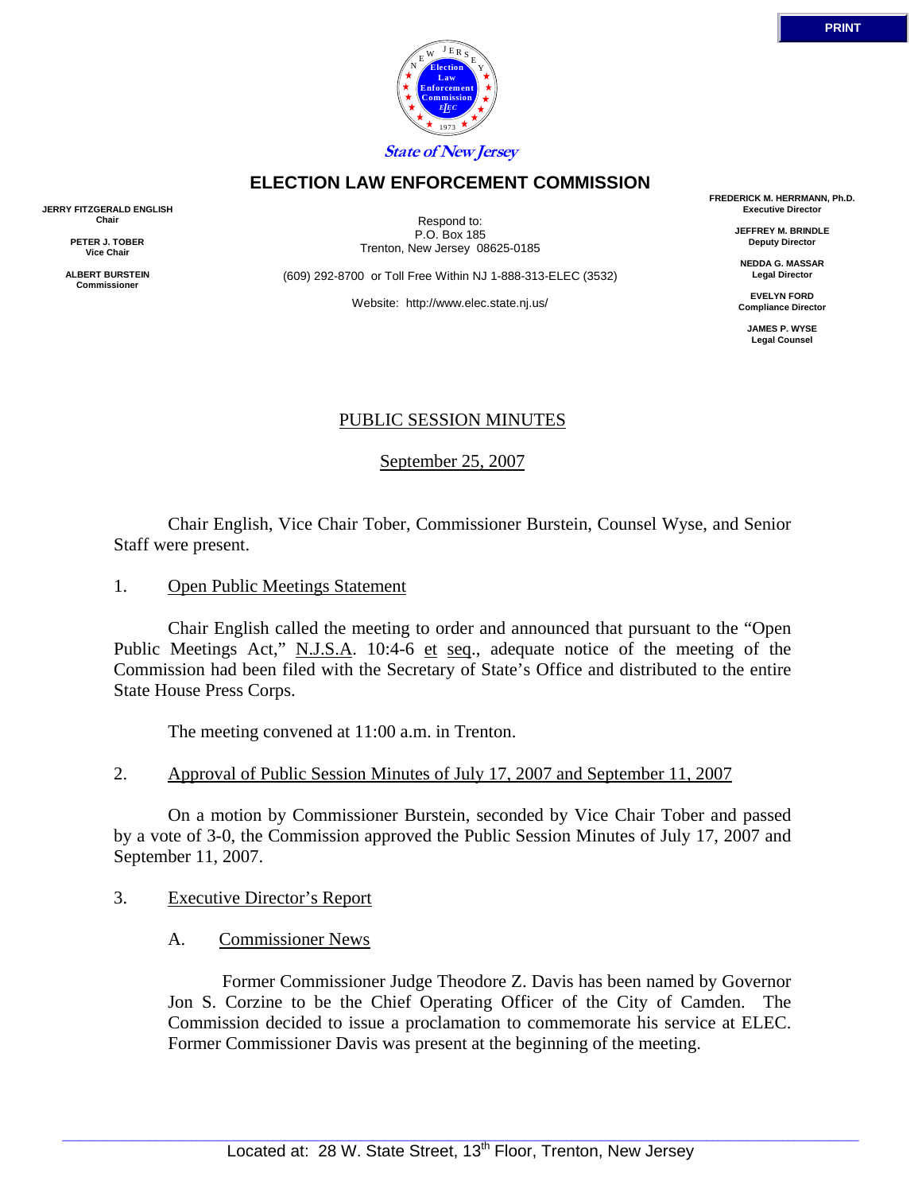**PRINT**

State of New Jersey

# ELECTION LAW ENFORCEMENT COMMISSION

**JERRY FITZGERALD ENGLISH**
**Chair**

**PETER J. TOBER**
**Vice Chair**

**ALBERT BURSTEIN**
**Commissioner**

Respond to:
P.O. Box 185
Trenton, New Jersey 08625-0185

(609) 292-8700 or Toll Free Within NJ 1-888-313-ELEC (3532)

Website: http://www.elec.state.nj.us/

**FREDERICK M. HERRMANN, Ph.D.**
**Executive Director**

**JEFFREY M. BRINDLE**
**Deputy Director**

**NEDDA G. MASSAR**
**Legal Director**

**EVELYN FORD**
**Compliance Director**

**JAMES P. WYSE**
**Legal Counsel**

## PUBLIC SESSION MINUTES

September 25, 2007

Chair English, Vice Chair Tober, Commissioner Burstein, Counsel Wyse, and Senior Staff were present.

1. Open Public Meetings Statement

Chair English called the meeting to order and announced that pursuant to the "Open Public Meetings Act," N.J.S.A. 10:4-6 et seq., adequate notice of the meeting of the Commission had been filed with the Secretary of State's Office and distributed to the entire State House Press Corps.

The meeting convened at 11:00 a.m. in Trenton.

2. Approval of Public Session Minutes of July 17, 2007 and September 11, 2007

On a motion by Commissioner Burstein, seconded by Vice Chair Tober and passed by a vote of 3-0, the Commission approved the Public Session Minutes of July 17, 2007 and September 11, 2007.

3. Executive Director's Report

A. Commissioner News

Former Commissioner Judge Theodore Z. Davis has been named by Governor Jon S. Corzine to be the Chief Operating Officer of the City of Camden. The Commission decided to issue a proclamation to commemorate his service at ELEC. Former Commissioner Davis was present at the beginning of the meeting.

Located at: 28 W. State Street, 13th Floor, Trenton, New Jersey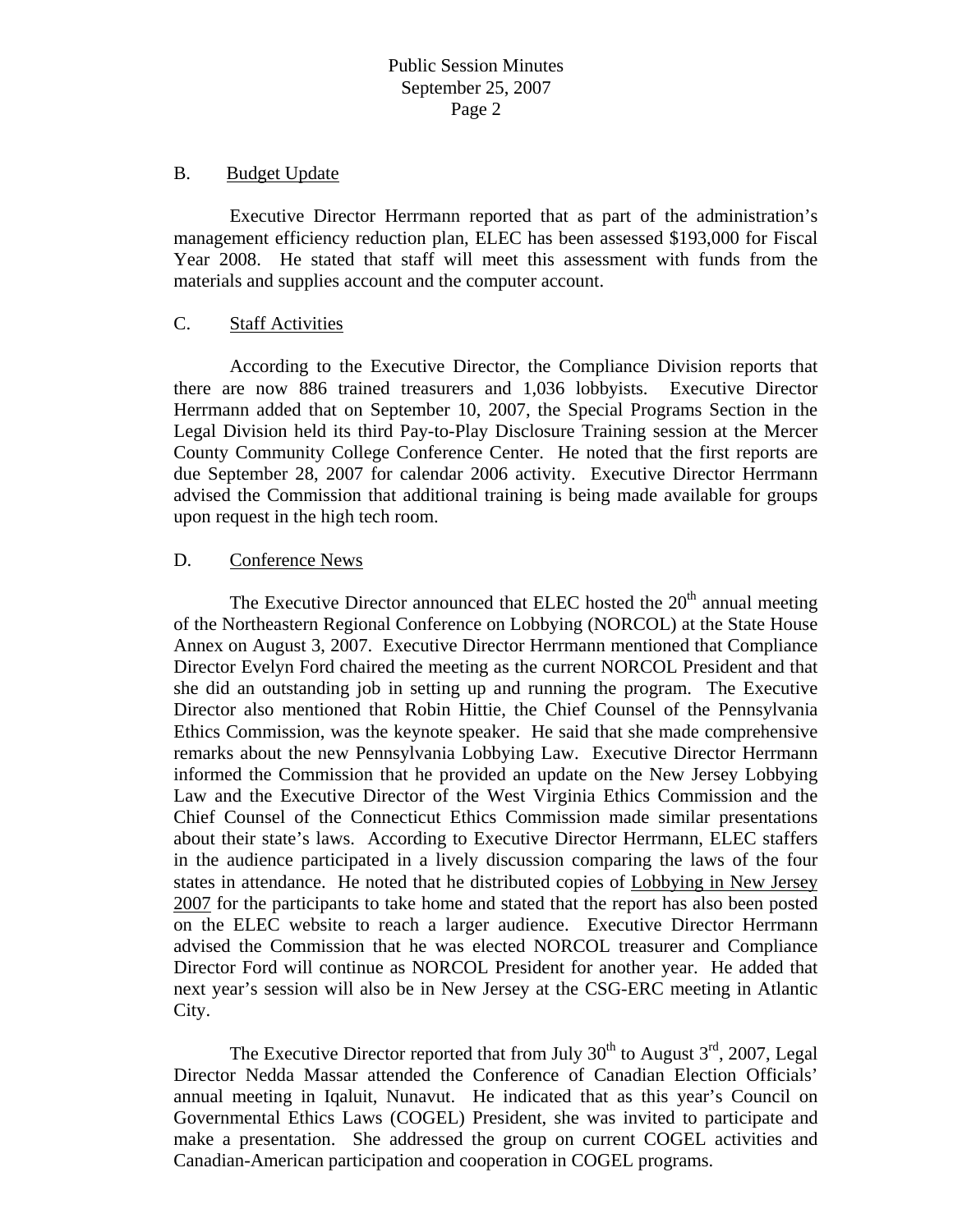## B. Budget Update

Executive Director Herrmann reported that as part of the administration's management efficiency reduction plan, ELEC has been assessed $193,000 for Fiscal Year 2008. He stated that staff will meet this assessment with funds from the materials and supplies account and the computer account.

## C. Staff Activities

According to the Executive Director, the Compliance Division reports that there are now 886 trained treasurers and 1,036 lobbyists. Executive Director Herrmann added that on September 10, 2007, the Special Programs Section in the Legal Division held its third Pay-to-Play Disclosure Training session at the Mercer County Community College Conference Center. He noted that the first reports are due September 28, 2007 for calendar 2006 activity. Executive Director Herrmann advised the Commission that additional training is being made available for groups upon request in the high tech room.

## D. Conference News

The Executive Director announced that ELEC hosted the 20th annual meeting of the Northeastern Regional Conference on Lobbying (NORCOL) at the State House Annex on August 3, 2007. Executive Director Herrmann mentioned that Compliance Director Evelyn Ford chaired the meeting as the current NORCOL President and that she did an outstanding job in setting up and running the program. The Executive Director also mentioned that Robin Hittie, the Chief Counsel of the Pennsylvania Ethics Commission, was the keynote speaker. He said that she made comprehensive remarks about the new Pennsylvania Lobbying Law. Executive Director Herrmann informed the Commission that he provided an update on the New Jersey Lobbying Law and the Executive Director of the West Virginia Ethics Commission and the Chief Counsel of the Connecticut Ethics Commission made similar presentations about their state's laws. According to Executive Director Herrmann, ELEC staffers in the audience participated in a lively discussion comparing the laws of the four states in attendance. He noted that he distributed copies of Lobbying in New Jersey 2007 for the participants to take home and stated that the report has also been posted on the ELEC website to reach a larger audience. Executive Director Herrmann advised the Commission that he was elected NORCOL treasurer and Compliance Director Ford will continue as NORCOL President for another year. He added that next year's session will also be in New Jersey at the CSG-ERC meeting in Atlantic City.

The Executive Director reported that from July 30th to August 3rd, 2007, Legal Director Nedda Massar attended the Conference of Canadian Election Officials' annual meeting in Iqaluit, Nunavut. He indicated that as this year's Council on Governmental Ethics Laws (COGEL) President, she was invited to participate and make a presentation. She addressed the group on current COGEL activities and Canadian-American participation and cooperation in COGEL programs.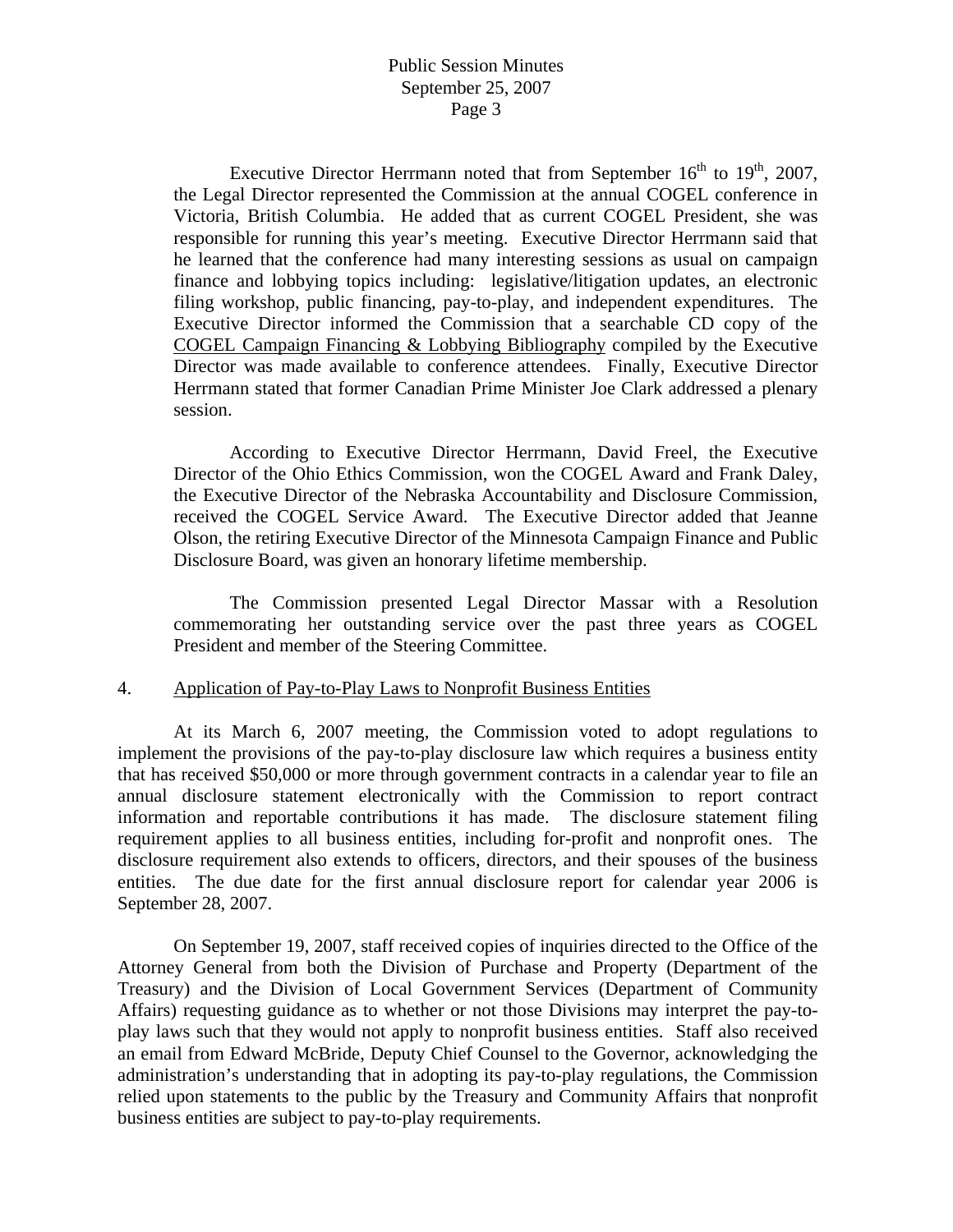Executive Director Herrmann noted that from September 16th to 19th, 2007, the Legal Director represented the Commission at the annual COGEL conference in Victoria, British Columbia. He added that as current COGEL President, she was responsible for running this year's meeting. Executive Director Herrmann said that he learned that the conference had many interesting sessions as usual on campaign finance and lobbying topics including: legislative/litigation updates, an electronic filing workshop, public financing, pay-to-play, and independent expenditures. The Executive Director informed the Commission that a searchable CD copy of the COGEL Campaign Financing & Lobbying Bibliography compiled by the Executive Director was made available to conference attendees. Finally, Executive Director Herrmann stated that former Canadian Prime Minister Joe Clark addressed a plenary session.

According to Executive Director Herrmann, David Freel, the Executive Director of the Ohio Ethics Commission, won the COGEL Award and Frank Daley, the Executive Director of the Nebraska Accountability and Disclosure Commission, received the COGEL Service Award. The Executive Director added that Jeanne Olson, the retiring Executive Director of the Minnesota Campaign Finance and Public Disclosure Board, was given an honorary lifetime membership.

The Commission presented Legal Director Massar with a Resolution commemorating her outstanding service over the past three years as COGEL President and member of the Steering Committee.

4. Application of Pay-to-Play Laws to Nonprofit Business Entities

At its March 6, 2007 meeting, the Commission voted to adopt regulations to implement the provisions of the pay-to-play disclosure law which requires a business entity that has received $50,000 or more through government contracts in a calendar year to file an annual disclosure statement electronically with the Commission to report contract information and reportable contributions it has made. The disclosure statement filing requirement applies to all business entities, including for-profit and nonprofit ones. The disclosure requirement also extends to officers, directors, and their spouses of the business entities. The due date for the first annual disclosure report for calendar year 2006 is September 28, 2007.

On September 19, 2007, staff received copies of inquiries directed to the Office of the Attorney General from both the Division of Purchase and Property (Department of the Treasury) and the Division of Local Government Services (Department of Community Affairs) requesting guidance as to whether or not those Divisions may interpret the pay-to-play laws such that they would not apply to nonprofit business entities. Staff also received an email from Edward McBride, Deputy Chief Counsel to the Governor, acknowledging the administration's understanding that in adopting its pay-to-play regulations, the Commission relied upon statements to the public by the Treasury and Community Affairs that nonprofit business entities are subject to pay-to-play requirements.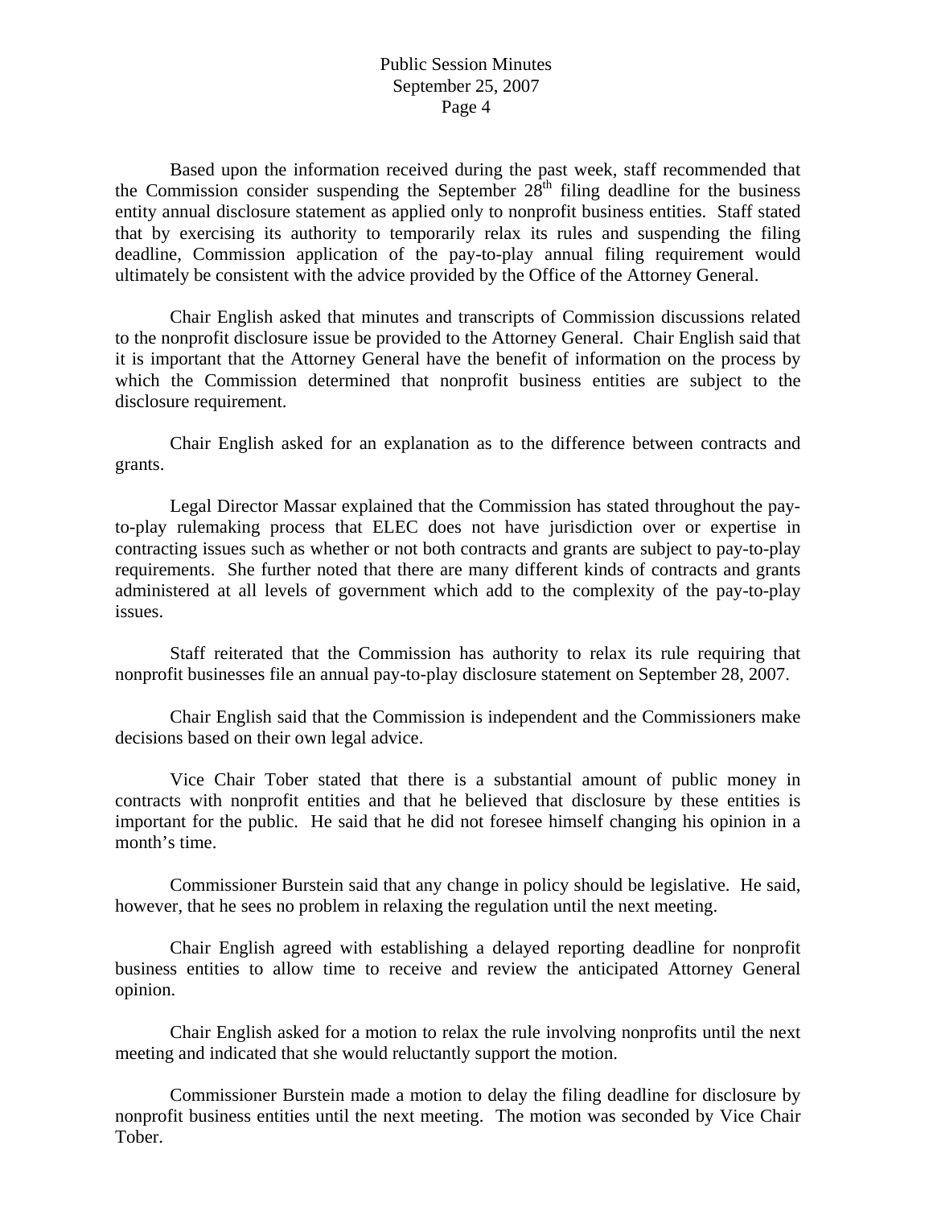Based upon the information received during the past week, staff recommended that the Commission consider suspending the September 28th filing deadline for the business entity annual disclosure statement as applied only to nonprofit business entities. Staff stated that by exercising its authority to temporarily relax its rules and suspending the filing deadline, Commission application of the pay-to-play annual filing requirement would ultimately be consistent with the advice provided by the Office of the Attorney General.

Chair English asked that minutes and transcripts of Commission discussions related to the nonprofit disclosure issue be provided to the Attorney General. Chair English said that it is important that the Attorney General have the benefit of information on the process by which the Commission determined that nonprofit business entities are subject to the disclosure requirement.

Chair English asked for an explanation as to the difference between contracts and grants.

Legal Director Massar explained that the Commission has stated throughout the pay-to-play rulemaking process that ELEC does not have jurisdiction over or expertise in contracting issues such as whether or not both contracts and grants are subject to pay-to-play requirements. She further noted that there are many different kinds of contracts and grants administered at all levels of government which add to the complexity of the pay-to-play issues.

Staff reiterated that the Commission has authority to relax its rule requiring that nonprofit businesses file an annual pay-to-play disclosure statement on September 28, 2007.

Chair English said that the Commission is independent and the Commissioners make decisions based on their own legal advice.

Vice Chair Tober stated that there is a substantial amount of public money in contracts with nonprofit entities and that he believed that disclosure by these entities is important for the public. He said that he did not foresee himself changing his opinion in a month's time.

Commissioner Burstein said that any change in policy should be legislative. He said, however, that he sees no problem in relaxing the regulation until the next meeting.

Chair English agreed with establishing a delayed reporting deadline for nonprofit business entities to allow time to receive and review the anticipated Attorney General opinion.

Chair English asked for a motion to relax the rule involving nonprofits until the next meeting and indicated that she would reluctantly support the motion.

Commissioner Burstein made a motion to delay the filing deadline for disclosure by nonprofit business entities until the next meeting. The motion was seconded by Vice Chair Tober.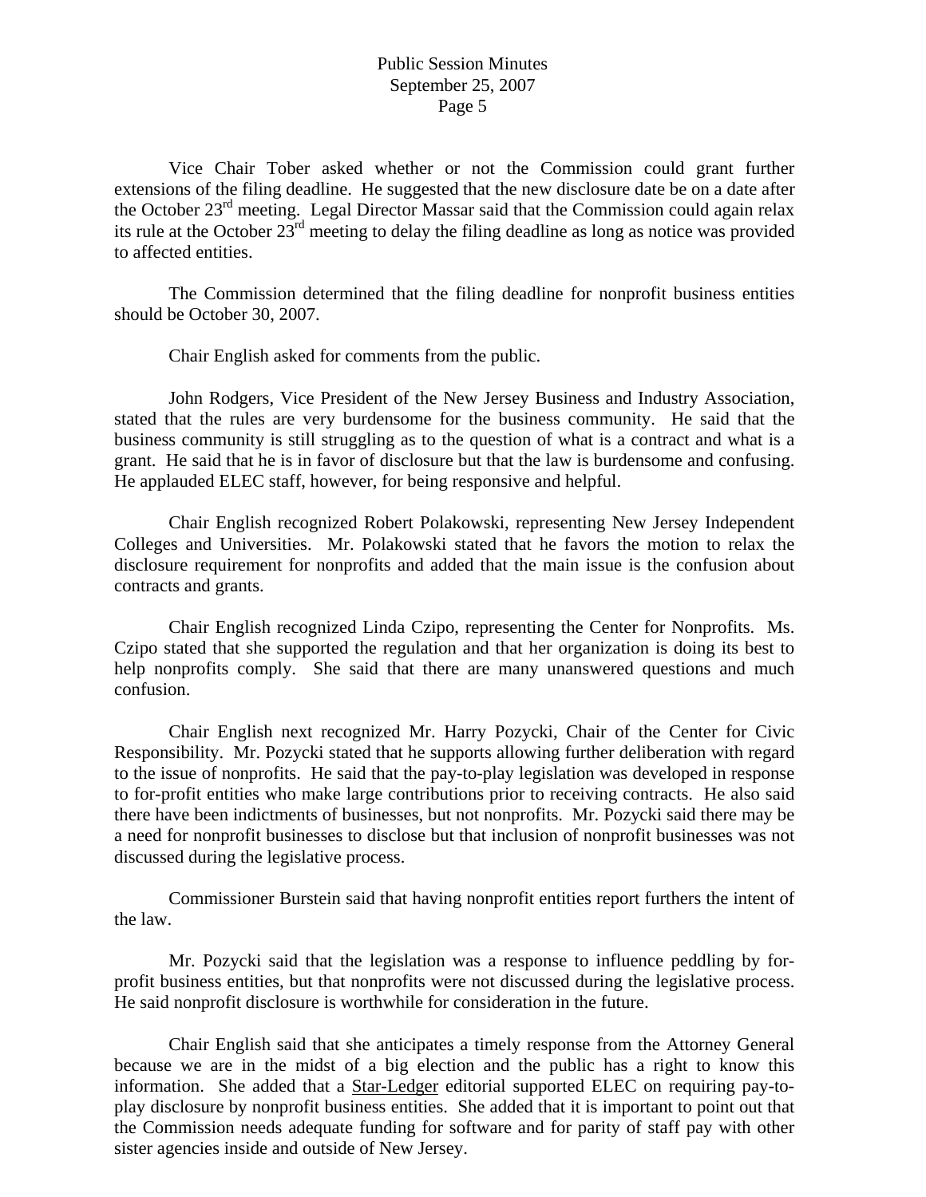Vice Chair Tober asked whether or not the Commission could grant further extensions of the filing deadline. He suggested that the new disclosure date be on a date after the October 23rd meeting. Legal Director Massar said that the Commission could again relax its rule at the October 23rd meeting to delay the filing deadline as long as notice was provided to affected entities.

The Commission determined that the filing deadline for nonprofit business entities should be October 30, 2007.

Chair English asked for comments from the public.

John Rodgers, Vice President of the New Jersey Business and Industry Association, stated that the rules are very burdensome for the business community. He said that the business community is still struggling as to the question of what is a contract and what is a grant. He said that he is in favor of disclosure but that the law is burdensome and confusing. He applauded ELEC staff, however, for being responsive and helpful.

Chair English recognized Robert Polakowski, representing New Jersey Independent Colleges and Universities. Mr. Polakowski stated that he favors the motion to relax the disclosure requirement for nonprofits and added that the main issue is the confusion about contracts and grants.

Chair English recognized Linda Czipo, representing the Center for Nonprofits. Ms. Czipo stated that she supported the regulation and that her organization is doing its best to help nonprofits comply. She said that there are many unanswered questions and much confusion.

Chair English next recognized Mr. Harry Pozycki, Chair of the Center for Civic Responsibility. Mr. Pozycki stated that he supports allowing further deliberation with regard to the issue of nonprofits. He said that the pay-to-play legislation was developed in response to for-profit entities who make large contributions prior to receiving contracts. He also said there have been indictments of businesses, but not nonprofits. Mr. Pozycki said there may be a need for nonprofit businesses to disclose but that inclusion of nonprofit businesses was not discussed during the legislative process.

Commissioner Burstein said that having nonprofit entities report furthers the intent of the law.

Mr. Pozycki said that the legislation was a response to influence peddling by for-profit business entities, but that nonprofits were not discussed during the legislative process. He said nonprofit disclosure is worthwhile for consideration in the future.

Chair English said that she anticipates a timely response from the Attorney General because we are in the midst of a big election and the public has a right to know this information. She added that a Star-Ledger editorial supported ELEC on requiring pay-to-play disclosure by nonprofit business entities. She added that it is important to point out that the Commission needs adequate funding for software and for parity of staff pay with other sister agencies inside and outside of New Jersey.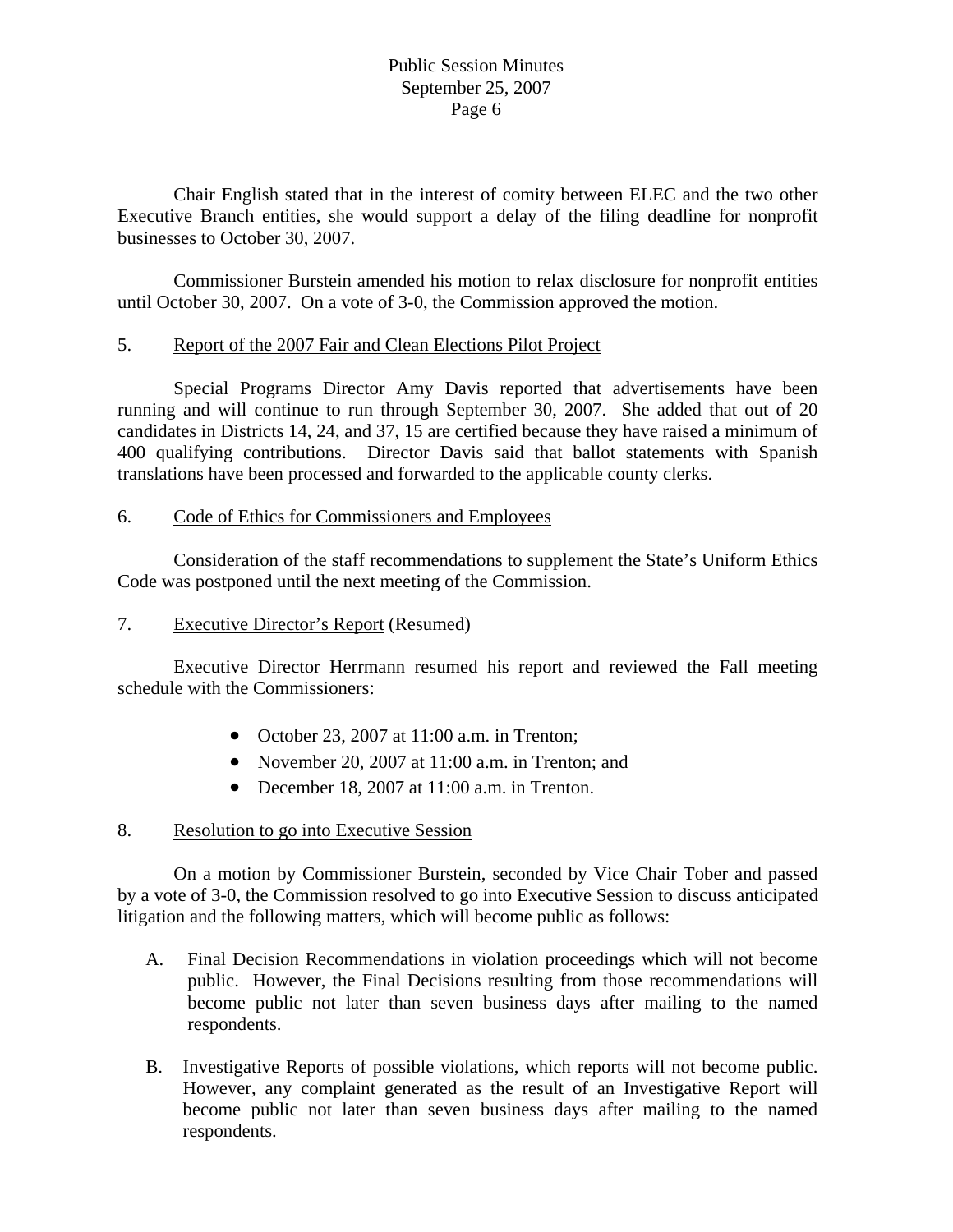Chair English stated that in the interest of comity between ELEC and the two other Executive Branch entities, she would support a delay of the filing deadline for nonprofit businesses to October 30, 2007.

Commissioner Burstein amended his motion to relax disclosure for nonprofit entities until October 30, 2007. On a vote of 3-0, the Commission approved the motion.

5. Report of the 2007 Fair and Clean Elections Pilot Project

Special Programs Director Amy Davis reported that advertisements have been running and will continue to run through September 30, 2007. She added that out of 20 candidates in Districts 14, 24, and 37, 15 are certified because they have raised a minimum of 400 qualifying contributions. Director Davis said that ballot statements with Spanish translations have been processed and forwarded to the applicable county clerks.

6. Code of Ethics for Commissioners and Employees

Consideration of the staff recommendations to supplement the State's Uniform Ethics Code was postponed until the next meeting of the Commission.

7. Executive Director's Report (Resumed)

Executive Director Herrmann resumed his report and reviewed the Fall meeting schedule with the Commissioners:

- October 23, 2007 at 11:00 a.m. in Trenton;
- November 20, 2007 at 11:00 a.m. in Trenton; and
- December 18, 2007 at 11:00 a.m. in Trenton.

8. Resolution to go into Executive Session

On a motion by Commissioner Burstein, seconded by Vice Chair Tober and passed by a vote of 3-0, the Commission resolved to go into Executive Session to discuss anticipated litigation and the following matters, which will become public as follows:

A. Final Decision Recommendations in violation proceedings which will not become public. However, the Final Decisions resulting from those recommendations will become public not later than seven business days after mailing to the named respondents.

B. Investigative Reports of possible violations, which reports will not become public. However, any complaint generated as the result of an Investigative Report will become public not later than seven business days after mailing to the named respondents.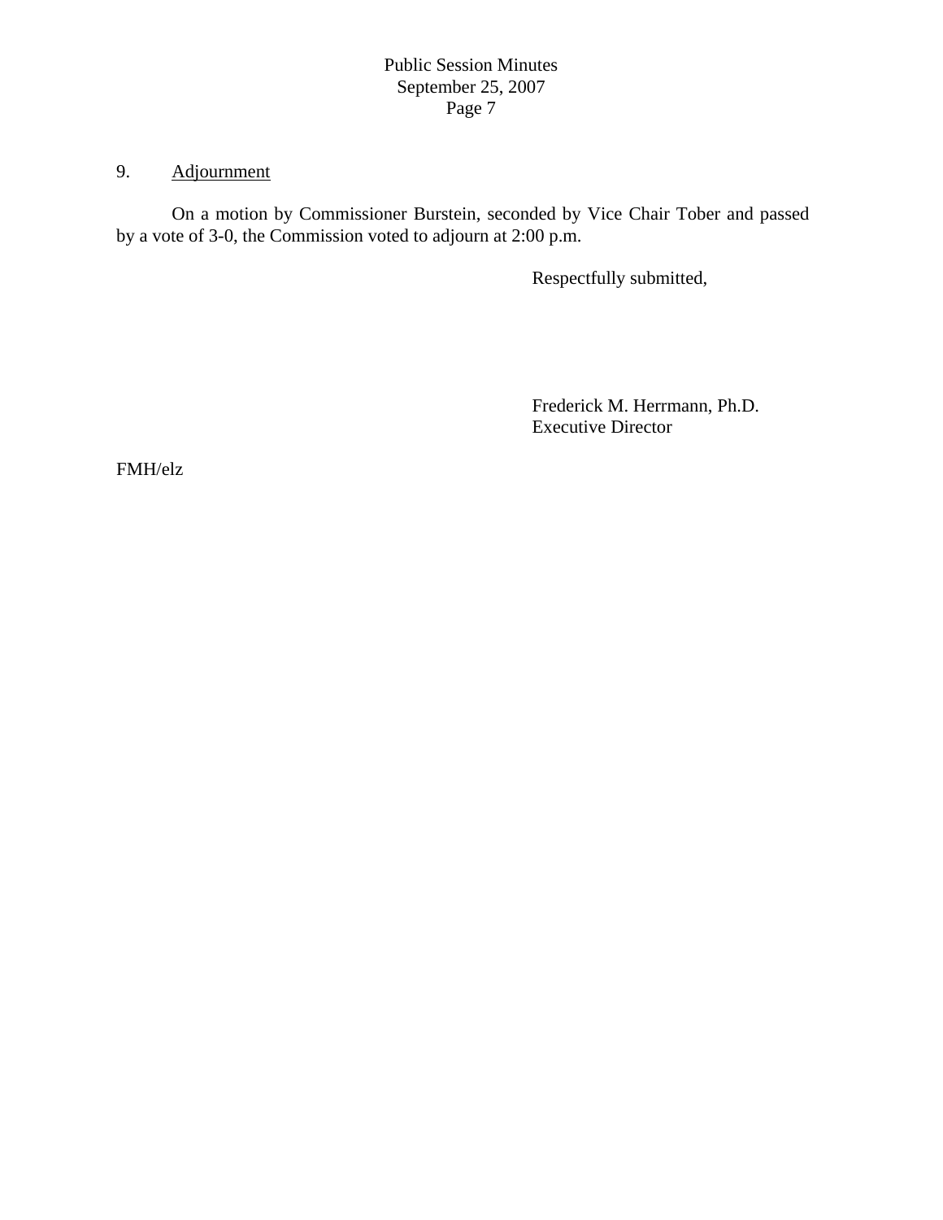9. Adjournment

On a motion by Commissioner Burstein, seconded by Vice Chair Tober and passed by a vote of 3-0, the Commission voted to adjourn at 2:00 p.m.

Respectfully submitted,

Frederick M. Herrmann, Ph.D.
Executive Director

FMH/elz